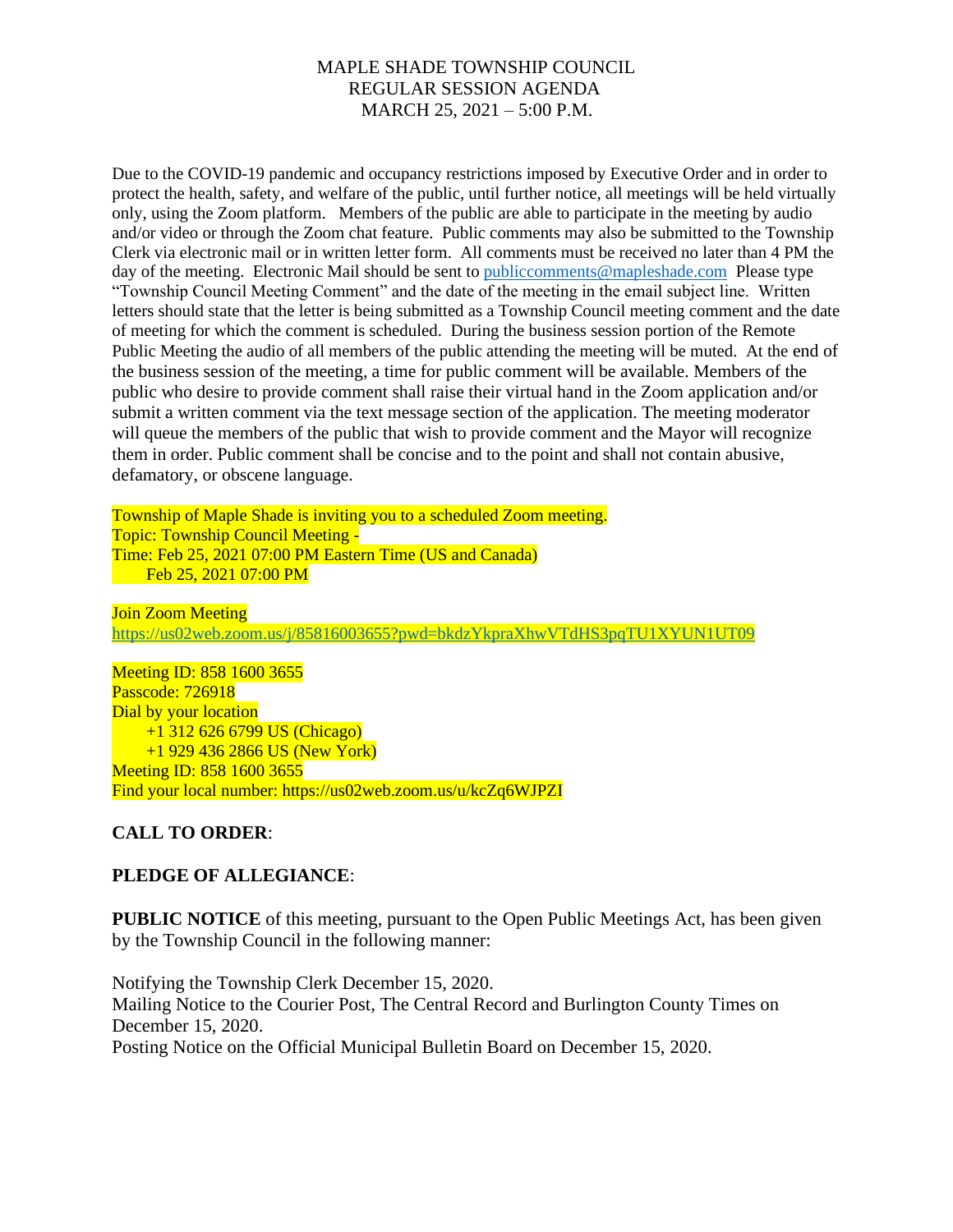# MAPLE SHADE TOWNSHIP COUNCIL
## REGULAR SESSION AGENDA
## MARCH 25, 2021 – 5:00 P.M.

Due to the COVID-19 pandemic and occupancy restrictions imposed by Executive Order and in order to protect the health, safety, and welfare of the public, until further notice, all meetings will be held virtually only, using the Zoom platform. Members of the public are able to participate in the meeting by audio and/or video or through the Zoom chat feature. Public comments may also be submitted to the Township Clerk via electronic mail or in written letter form. All comments must be received no later than 4 PM the day of the meeting. Electronic Mail should be sent to publiccomments@mapleshade.com Please type "Township Council Meeting Comment" and the date of the meeting in the email subject line. Written letters should state that the letter is being submitted as a Township Council meeting comment and the date of meeting for which the comment is scheduled. During the business session portion of the Remote Public Meeting the audio of all members of the public attending the meeting will be muted. At the end of the business session of the meeting, a time for public comment will be available. Members of the public who desire to provide comment shall raise their virtual hand in the Zoom application and/or submit a written comment via the text message section of the application. The meeting moderator will queue the members of the public that wish to provide comment and the Mayor will recognize them in order. Public comment shall be concise and to the point and shall not contain abusive, defamatory, or obscene language.

Township of Maple Shade is inviting you to a scheduled Zoom meeting.
Topic: Township Council Meeting -
Time: Feb 25, 2021 07:00 PM Eastern Time (US and Canada)
Feb 25, 2021 07:00 PM

Join Zoom Meeting
https://us02web.zoom.us/j/85816003655?pwd=bkdzYkpraXhwVTdHS3pqTU1XYUN1UT09

Meeting ID: 858 1600 3655
Passcode: 726918
Dial by your location
+1 312 626 6799 US (Chicago)
+1 929 436 2866 US (New York)
Meeting ID: 858 1600 3655
Find your local number: https://us02web.zoom.us/u/kcZq6WJPZI

**CALL TO ORDER**:

**PLEDGE OF ALLEGIANCE**:

**PUBLIC NOTICE** of this meeting, pursuant to the Open Public Meetings Act, has been given by the Township Council in the following manner:

Notifying the Township Clerk December 15, 2020.
Mailing Notice to the Courier Post, The Central Record and Burlington County Times on December 15, 2020.
Posting Notice on the Official Municipal Bulletin Board on December 15, 2020.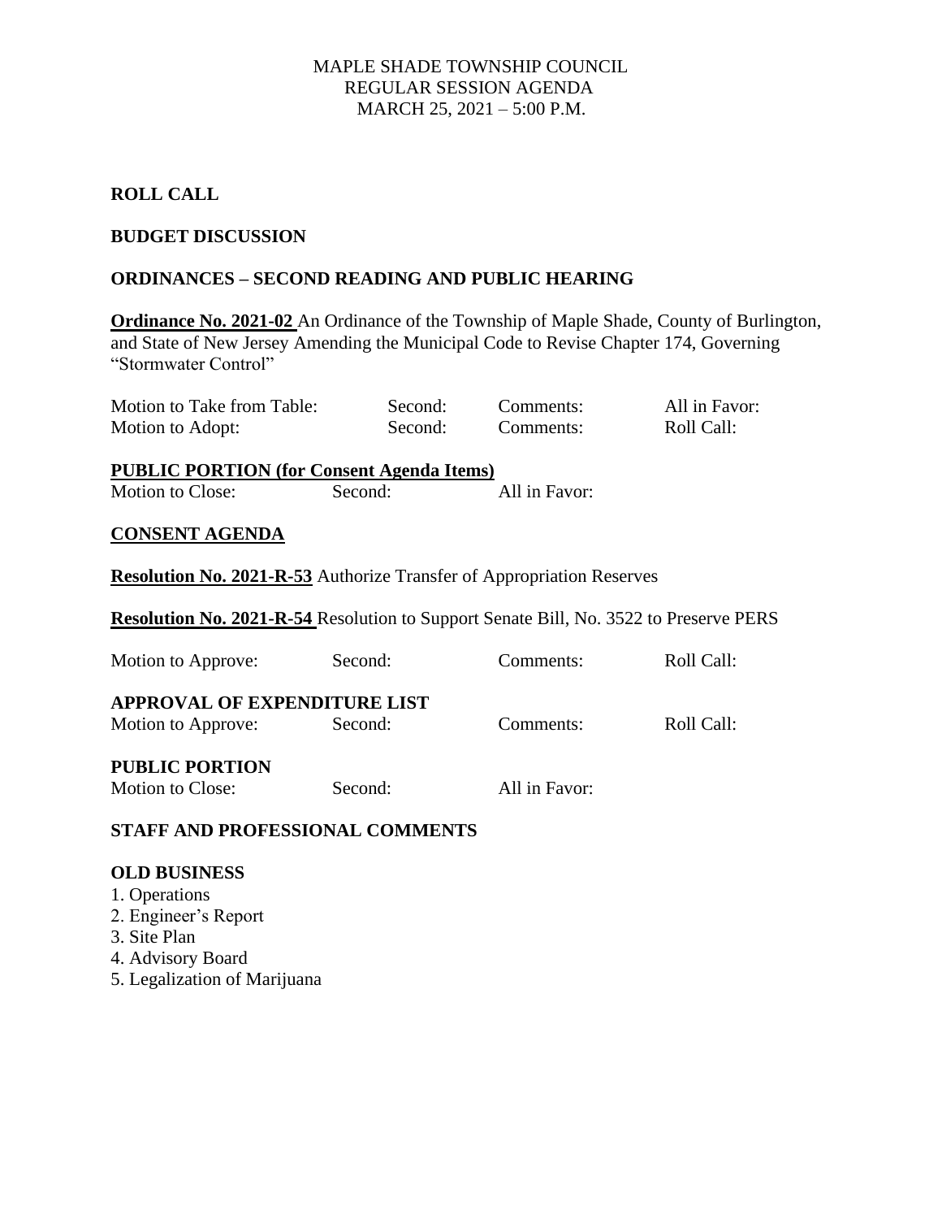MAPLE SHADE TOWNSHIP COUNCIL
REGULAR SESSION AGENDA
MARCH 25, 2021 – 5:00 P.M.

**ROLL CALL**

**BUDGET DISCUSSION**

**ORDINANCES – SECOND READING AND PUBLIC HEARING**

**Ordinance No. 2021-02** An Ordinance of the Township of Maple Shade, County of Burlington, and State of New Jersey Amending the Municipal Code to Revise Chapter 174, Governing "Stormwater Control"

| Motion to Take from Table: | Second: | Comments: | All in Favor: |
|---|---|---|---|
| Motion to Adopt: | Second: | Comments: | Roll Call: |

**PUBLIC PORTION (for Consent Agenda Items)**

| Motion to Close: | Second: | All in Favor: |
|---|---|---|

**CONSENT AGENDA**

**Resolution No. 2021-R-53** Authorize Transfer of Appropriation Reserves

**Resolution No. 2021-R-54** Resolution to Support Senate Bill, No. 3522 to Preserve PERS

| Motion to Approve: | Second: | Comments: | Roll Call: |
|---|---|---|---|

**APPROVAL OF EXPENDITURE LIST**

| Motion to Approve: | Second: | Comments: | Roll Call: |
|---|---|---|---|

**PUBLIC PORTION**

| Motion to Close: | Second: | All in Favor: |
|---|---|---|

**STAFF AND PROFESSIONAL COMMENTS**

**OLD BUSINESS**

1. Operations
2. Engineer's Report
3. Site Plan
4. Advisory Board
5. Legalization of Marijuana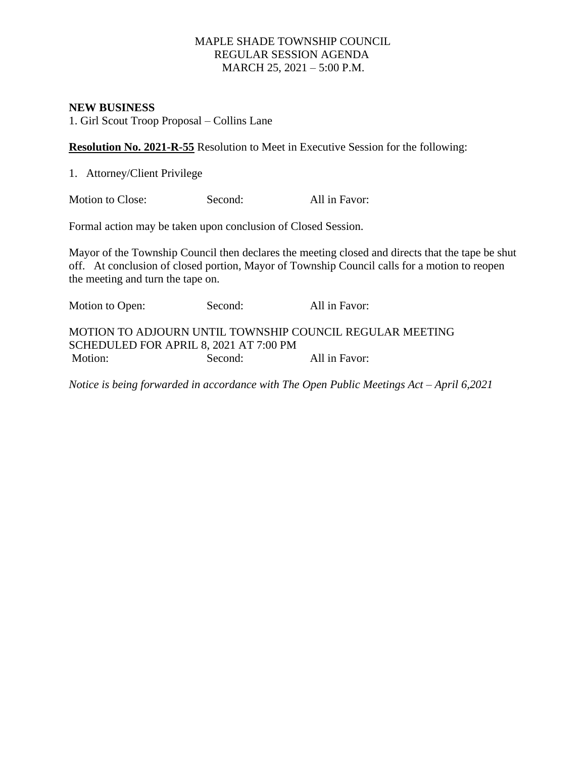MAPLE SHADE TOWNSHIP COUNCIL
REGULAR SESSION AGENDA
MARCH 25, 2021 – 5:00 P.M.

**NEW BUSINESS**

1. Girl Scout Troop Proposal – Collins Lane

**Resolution No. 2021-R-55** Resolution to Meet in Executive Session for the following:

1. Attorney/Client Privilege

Motion to Close: Second: All in Favor:

Formal action may be taken upon conclusion of Closed Session.

Mayor of the Township Council then declares the meeting closed and directs that the tape be shut off. At conclusion of closed portion, Mayor of Township Council calls for a motion to reopen the meeting and turn the tape on.

Motion to Open: Second: All in Favor:

MOTION TO ADJOURN UNTIL TOWNSHIP COUNCIL REGULAR MEETING SCHEDULED FOR APRIL 8, 2021 AT 7:00 PM

Motion: Second: All in Favor:

*Notice is being forwarded in accordance with The Open Public Meetings Act – April 6,2021*